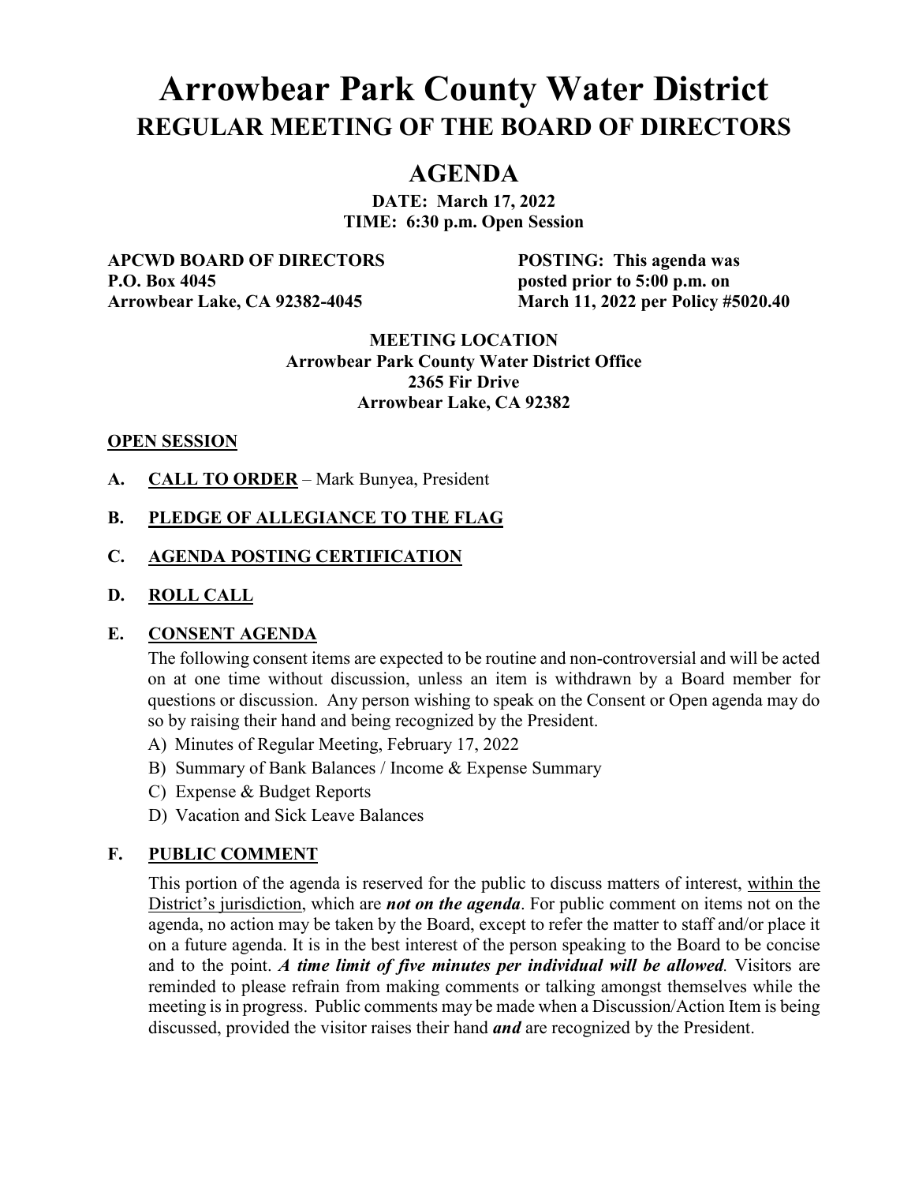# Arrowbear Park County Water District

## REGULAR MEETING OF THE BOARD OF DIRECTORS

## AGENDA

**DATE: March 17, 2022**
**TIME: 6:30 p.m. Open Session**

**APCWD BOARD OF DIRECTORS**
**P.O. Box 4045**
**Arrowbear Lake, CA 92382-4045**

**POSTING: This agenda was posted prior to 5:00 p.m. on March 11, 2022 per Policy #5020.40**

**MEETING LOCATION**
**Arrowbear Park County Water District Office**
**2365 Fir Drive**
**Arrowbear Lake, CA 92382**

**OPEN SESSION**

**A. CALL TO ORDER** – Mark Bunyea, President

**B. PLEDGE OF ALLEGIANCE TO THE FLAG**

**C. AGENDA POSTING CERTIFICATION**

**D. ROLL CALL**

**E. CONSENT AGENDA**

The following consent items are expected to be routine and non-controversial and will be acted on at one time without discussion, unless an item is withdrawn by a Board member for questions or discussion. Any person wishing to speak on the Consent or Open agenda may do so by raising their hand and being recognized by the President.

A) Minutes of Regular Meeting, February 17, 2022
B) Summary of Bank Balances / Income & Expense Summary
C) Expense & Budget Reports
D) Vacation and Sick Leave Balances

**F. PUBLIC COMMENT**

This portion of the agenda is reserved for the public to discuss matters of interest, within the District's jurisdiction, which are ***not on the agenda***. For public comment on items not on the agenda, no action may be taken by the Board, except to refer the matter to staff and/or place it on a future agenda. It is in the best interest of the person speaking to the Board to be concise and to the point. ***A time limit of five minutes per individual will be allowed.*** Visitors are reminded to please refrain from making comments or talking amongst themselves while the meeting is in progress. Public comments may be made when a Discussion/Action Item is being discussed, provided the visitor raises their hand ***and*** are recognized by the President.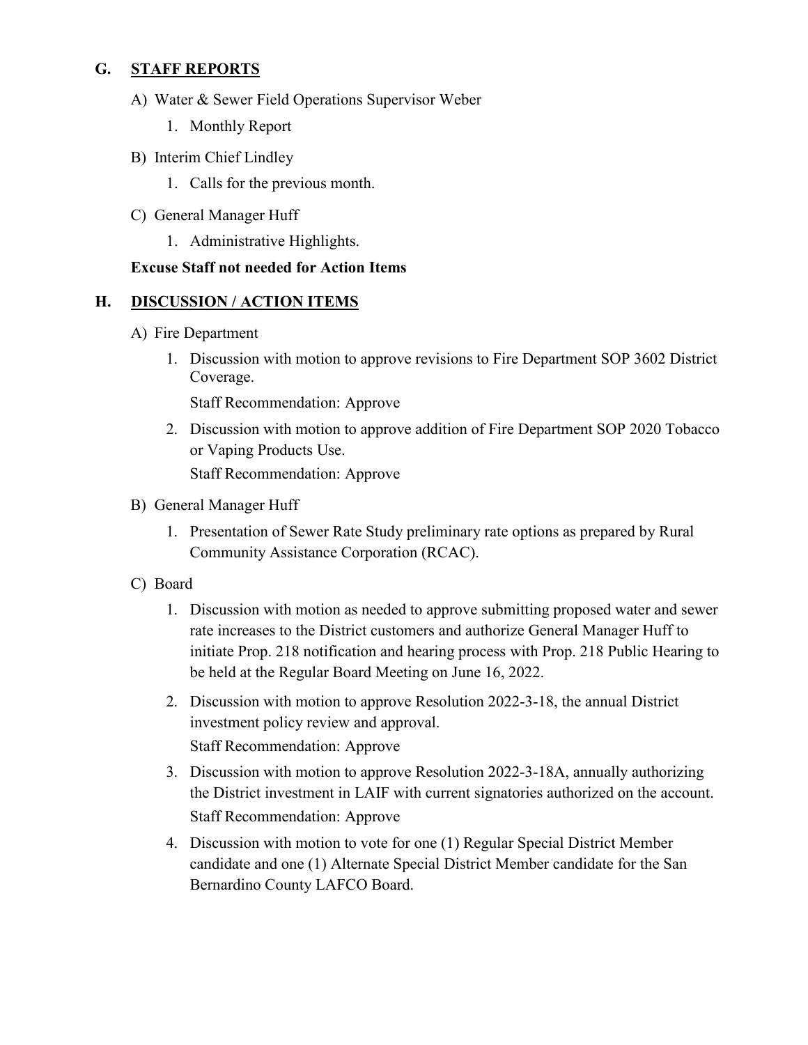## G. STAFF REPORTS

A) Water & Sewer Field Operations Supervisor Weber

1. Monthly Report

B) Interim Chief Lindley

1. Calls for the previous month.

C) General Manager Huff

1. Administrative Highlights.

**Excuse Staff not needed for Action Items**

## H. DISCUSSION / ACTION ITEMS

A) Fire Department

1. Discussion with motion to approve revisions to Fire Department SOP 3602 District Coverage.

   Staff Recommendation: Approve

2. Discussion with motion to approve addition of Fire Department SOP 2020 Tobacco or Vaping Products Use.

   Staff Recommendation: Approve

B) General Manager Huff

1. Presentation of Sewer Rate Study preliminary rate options as prepared by Rural Community Assistance Corporation (RCAC).

C) Board

1. Discussion with motion as needed to approve submitting proposed water and sewer rate increases to the District customers and authorize General Manager Huff to initiate Prop. 218 notification and hearing process with Prop. 218 Public Hearing to be held at the Regular Board Meeting on June 16, 2022.

2. Discussion with motion to approve Resolution 2022-3-18, the annual District investment policy review and approval.

   Staff Recommendation: Approve

3. Discussion with motion to approve Resolution 2022-3-18A, annually authorizing the District investment in LAIF with current signatories authorized on the account.

   Staff Recommendation: Approve

4. Discussion with motion to vote for one (1) Regular Special District Member candidate and one (1) Alternate Special District Member candidate for the San Bernardino County LAFCO Board.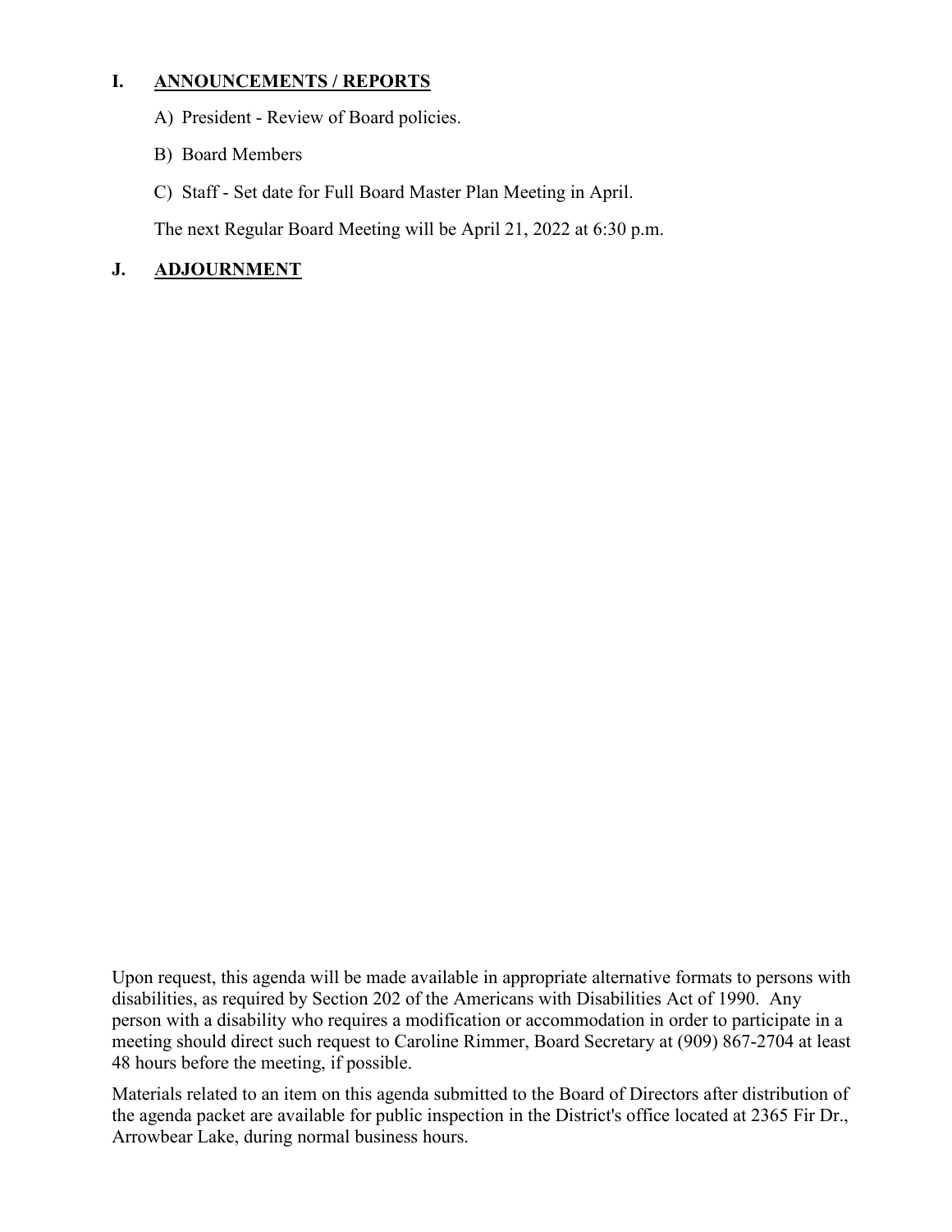## I. ANNOUNCEMENTS / REPORTS

A) President - Review of Board policies.

B) Board Members

C) Staff - Set date for Full Board Master Plan Meeting in April.

The next Regular Board Meeting will be April 21, 2022 at 6:30 p.m.

## J. ADJOURNMENT

Upon request, this agenda will be made available in appropriate alternative formats to persons with disabilities, as required by Section 202 of the Americans with Disabilities Act of 1990. Any person with a disability who requires a modification or accommodation in order to participate in a meeting should direct such request to Caroline Rimmer, Board Secretary at (909) 867-2704 at least 48 hours before the meeting, if possible.

Materials related to an item on this agenda submitted to the Board of Directors after distribution of the agenda packet are available for public inspection in the District's office located at 2365 Fir Dr., Arrowbear Lake, during normal business hours.